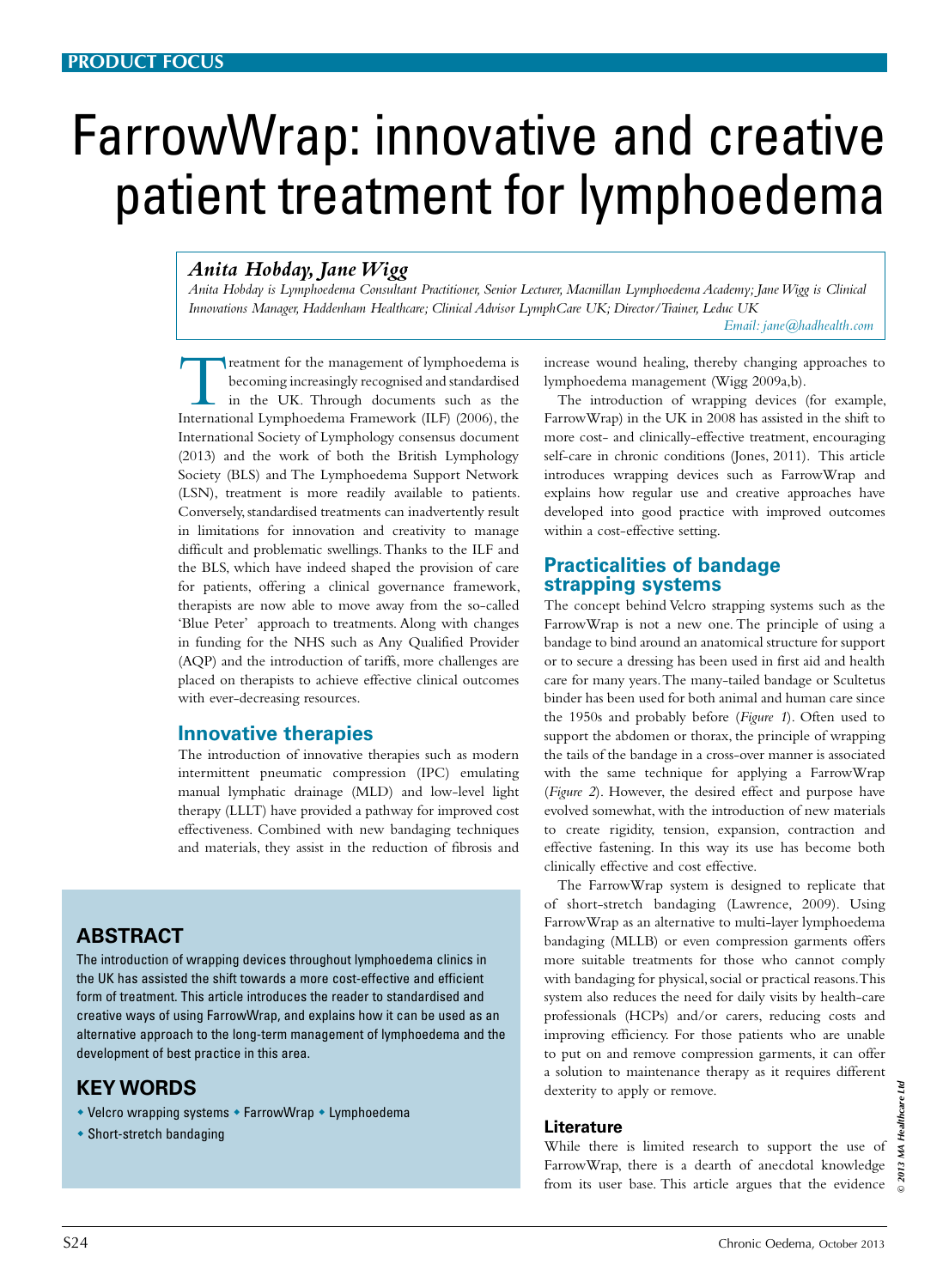# FarrowWrap: innovative and creative patient treatment for lymphoedema

***Anita Hobday, Jane Wigg***

*Anita Hobday is Lymphoedema Consultant Practitioner, Senior Lecturer, Macmillan Lymphoedema Academy; Jane Wigg is Clinical Innovations Manager, Haddenham Healthcare; Clinical Advisor LymphCare UK; Director/Trainer, Leduc UK*

*Email: jane@hadhealth.com*

## ABSTRACT

The introduction of wrapping devices throughout lymphoedema clinics in the UK has assisted the shift towards a more cost-effective and efficient form of treatment. This article introduces the reader to standardised and creative ways of using FarrowWrap, and explains how it can be used as an alternative approach to the long-term management of lymphoedema and the development of best practice in this area.

## KEY WORDS

- Velcro wrapping systems
- FarrowWrap
- Lymphoedema
- Short-stretch bandaging

Treatment for the management of lymphoedema is becoming increasingly recognised and standardised in the UK. Through documents such as the International Lymphoedema Framework (ILF) (2006), the International Society of Lymphology consensus document (2013) and the work of both the British Lymphology Society (BLS) and The Lymphoedema Support Network (LSN), treatment is more readily available to patients. Conversely, standardised treatments can inadvertently result in limitations for innovation and creativity to manage difficult and problematic swellings. Thanks to the ILF and the BLS, which have indeed shaped the provision of care for patients, offering a clinical governance framework, therapists are now able to move away from the so-called 'Blue Peter' approach to treatments. Along with changes in funding for the NHS such as Any Qualified Provider (AQP) and the introduction of tariffs, more challenges are placed on therapists to achieve effective clinical outcomes with ever-decreasing resources.

## Innovative therapies

The introduction of innovative therapies such as modern intermittent pneumatic compression (IPC) emulating manual lymphatic drainage (MLD) and low-level light therapy (LLLT) have provided a pathway for improved cost effectiveness. Combined with new bandaging techniques and materials, they assist in the reduction of fibrosis and increase wound healing, thereby changing approaches to lymphoedema management (Wigg 2009a,b).

The introduction of wrapping devices (for example, FarrowWrap) in the UK in 2008 has assisted in the shift to more cost- and clinically-effective treatment, encouraging self-care in chronic conditions (Jones, 2011). This article introduces wrapping devices such as FarrowWrap and explains how regular use and creative approaches have developed into good practice with improved outcomes within a cost-effective setting.

## Practicalities of bandage strapping systems

The concept behind Velcro strapping systems such as the FarrowWrap is not a new one. The principle of using a bandage to bind around an anatomical structure for support or to secure a dressing has been used in first aid and health care for many years. The many-tailed bandage or Scultetus binder has been used for both animal and human care since the 1950s and probably before (*Figure 1*). Often used to support the abdomen or thorax, the principle of wrapping the tails of the bandage in a cross-over manner is associated with the same technique for applying a FarrowWrap (*Figure 2*). However, the desired effect and purpose have evolved somewhat, with the introduction of new materials to create rigidity, tension, expansion, contraction and effective fastening. In this way its use has become both clinically effective and cost effective.

The FarrowWrap system is designed to replicate that of short-stretch bandaging (Lawrence, 2009). Using FarrowWrap as an alternative to multi-layer lymphoedema bandaging (MLLB) or even compression garments offers more suitable treatments for those who cannot comply with bandaging for physical, social or practical reasons. This system also reduces the need for daily visits by health-care professionals (HCPs) and/or carers, reducing costs and improving efficiency. For those patients who are unable to put on and remove compression garments, it can offer a solution to maintenance therapy as it requires different dexterity to apply or remove.

### Literature

While there is limited research to support the use of FarrowWrap, there is a dearth of anecdotal knowledge from its user base. This article argues that the evidence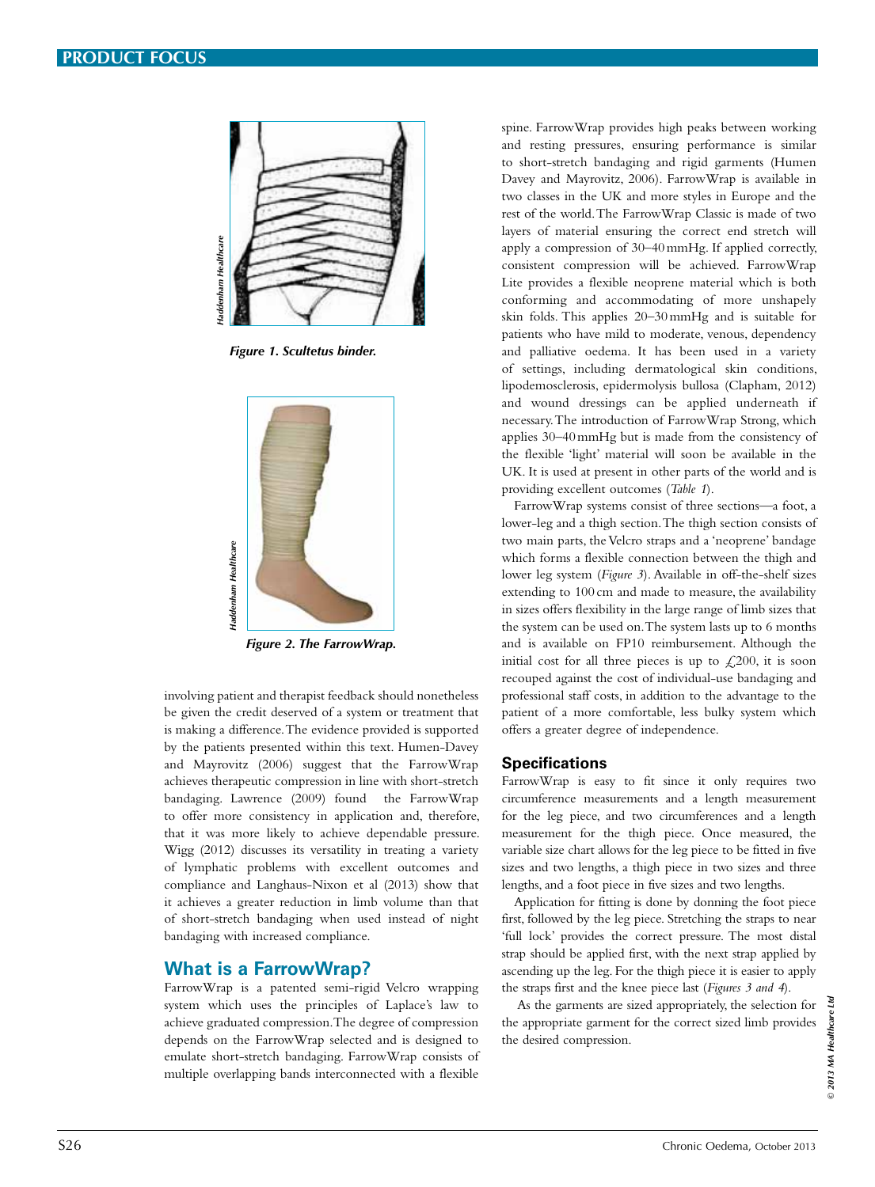Figure 1. Sculteus binder.

Figure 2. The FarrowWrap.

involving patient and therapist feedback should nonetheless be given the credit deserved of a system or treatment that is making a difference. The evidence provided is supported by the patients presented within this text. Humen-Davey and Mayrovitz (2006) suggest that the FarrowWrap achieves therapeutic compression in line with short-stretch bandaging. Lawrence (2009) found the FarrowWrap to offer more consistency in application and, therefore, that it was more likely to achieve dependable pressure. Wigg (2012) discusses its versatility in treating a variety of lymphatic problems with excellent outcomes and compliance and Langhaus-Nixon et al (2013) show that it achieves a greater reduction in limb volume than that of short-stretch bandaging when used instead of night bandaging with increased compliance.

## What is a FarrowWrap?

FarrowWrap is a patented semi-rigid Velcro wrapping system which uses the principles of Laplace's law to achieve graduated compression. The degree of compression depends on the FarrowWrap selected and is designed to emulate short-stretch bandaging. FarrowWrap consists of multiple overlapping bands interconnected with a flexible spine. FarrowWrap provides high peaks between working and resting pressures, ensuring performance is similar to short-stretch bandaging and rigid garments (Humen Davey and Mayrovitz, 2006). FarrowWrap is available in two classes in the UK and more styles in Europe and the rest of the world. The FarrowWrap Classic is made of two layers of material ensuring the correct end stretch will apply a compression of 30–40 mmHg. If applied correctly, consistent compression will be achieved. FarrowWrap Lite provides a flexible neoprene material which is both conforming and accommodating of more unshapely skin folds. This applies 20–30 mmHg and is suitable for patients who have mild to moderate, venous, dependency and palliative oedema. It has been used in a variety of settings, including dermatological skin conditions, lipodemosclerosis, epidermolysis bullosa (Clapham, 2012) and wound dressings can be applied underneath if necessary. The introduction of FarrowWrap Strong, which applies 30–40 mmHg but is made from the consistency of the flexible 'light' material will soon be available in the UK. It is used at present in other parts of the world and is providing excellent outcomes (*Table 1*).

FarrowWrap systems consist of three sections—a foot, a lower-leg and a thigh section. The thigh section consists of two main parts, the Velcro straps and a 'neoprene' bandage which forms a flexible connection between the thigh and lower leg system (*Figure 3*). Available in off-the-shelf sizes extending to 100 cm and made to measure, the availability in sizes offers flexibility in the large range of limb sizes that the system can be used on. The system lasts up to 6 months and is available on FP10 reimbursement. Although the initial cost for all three pieces is up to £200, it is soon recouped against the cost of individual-use bandaging and professional staff costs, in addition to the advantage to the patient of a more comfortable, less bulky system which offers a greater degree of independence.

## Specifications

FarrowWrap is easy to fit since it only requires two circumference measurements and a length measurement for the leg piece, and two circumferences and a length measurement for the thigh piece. Once measured, the variable size chart allows for the leg piece to be fitted in five sizes and two lengths, a thigh piece in two sizes and three lengths, and a foot piece in five sizes and two lengths.

Application for fitting is done by donning the foot piece first, followed by the leg piece. Stretching the straps to near 'full lock' provides the correct pressure. The most distal strap should be applied first, with the next strap applied by ascending up the leg. For the thigh piece it is easier to apply the straps first and the knee piece last (*Figures 3 and 4*).

As the garments are sized appropriately, the selection for the appropriate garment for the correct sized limb provides the desired compression.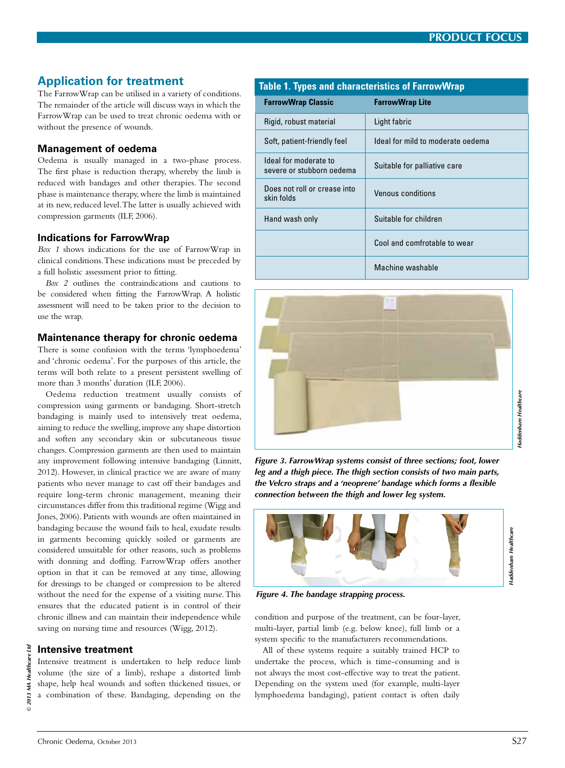## Application for treatment

The FarrowWrap can be utilised in a variety of conditions. The remainder of the article will discuss ways in which the FarrowWrap can be used to treat chronic oedema with or without the presence of wounds.

### Management of oedema

Oedema is usually managed in a two-phase process. The first phase is reduction therapy, whereby the limb is reduced with bandages and other therapies. The second phase is maintenance therapy, where the limb is maintained at its new, reduced level. The latter is usually achieved with compression garments (ILF, 2006).

### Indications for FarrowWrap

*Box 1* shows indications for the use of FarrowWrap in clinical conditions. These indications must be preceded by a full holistic assessment prior to fitting.

*Box 2* outlines the contraindications and cautions to be considered when fitting the FarrowWrap. A holistic assessment will need to be taken prior to the decision to use the wrap.

### Maintenance therapy for chronic oedema

There is some confusion with the terms 'lymphoedema' and 'chronic oedema'. For the purposes of this article, the terms will both relate to a present persistent swelling of more than 3 months' duration (ILF, 2006).

Oedema reduction treatment usually consists of compression using garments or bandaging. Short-stretch bandaging is mainly used to intensively treat oedema, aiming to reduce the swelling, improve any shape distortion and soften any secondary skin or subcutaneous tissue changes. Compression garments are then used to maintain any improvement following intensive bandaging (Linnitt, 2012). However, in clinical practice we are aware of many patients who never manage to cast off their bandages and require long-term chronic management, meaning their circumstances differ from this traditional regime (Wigg and Jones, 2006). Patients with wounds are often maintained in bandaging because the wound fails to heal, exudate results in garments becoming quickly soiled or garments are considered unsuitable for other reasons, such as problems with donning and doffing. FarrowWrap offers another option in that it can be removed at any time, allowing for dressings to be changed or compression to be altered without the need for the expense of a visiting nurse. This ensures that the educated patient is in control of their chronic illness and can maintain their independence while saving on nursing time and resources (Wigg, 2012).

### Intensive treatment

Intensive treatment is undertaken to help reduce limb volume (the size of a limb), reshape a distorted limb shape, help heal wounds and soften thickened tissues, or a combination of these. Bandaging, depending on the condition and purpose of the treatment, can be four-layer, multi-layer, partial limb (e.g. below knee), full limb or a system specific to the manufacturers recommendations.

All of these systems require a suitably trained HCP to undertake the process, which is time-consuming and is not always the most cost-effective way to treat the patient. Depending on the system used (for example, multi-layer lymphoedema bandaging), patient contact is often daily

**Table 1. Types and characteristics of FarrowWrap**

| FarrowWrap Classic | FarrowWrap Lite |
|---|---|
| Rigid, robust material | Light fabric |
| Soft, patient-friendly feel | Ideal for mild to moderate oedema |
| Ideal for moderate to severe or stubborn oedema | Suitable for palliative care |
| Does not roll or crease into skin folds | Venous conditions |
| Hand wash only | Suitable for children |
| | Cool and comfrotable to wear |
| | Machine washable |

*Figure 3. FarrowWrap systems consist of three sections; foot, lower leg and a thigh piece. The thigh section consists of two main parts, the Velcro straps and a 'neoprene' bandage which forms a flexible connection between the thigh and lower leg system.*

*Figure 4. The bandage strapping process.*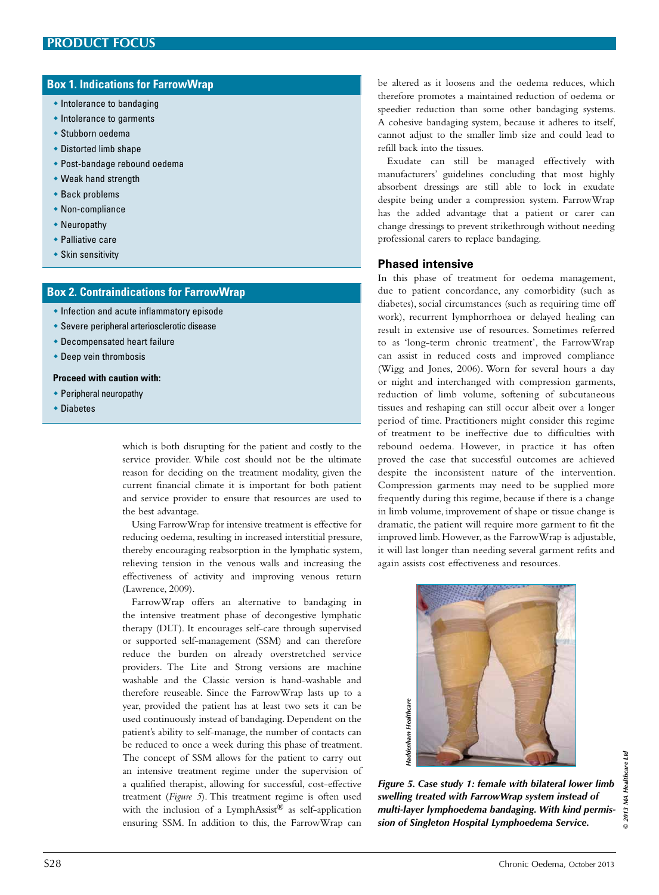### Box 1. Indications for FarrowWrap

- Intolerance to bandaging
- Intolerance to garments
- Stubborn oedema
- Distorted limb shape
- Post-bandage rebound oedema
- Weak hand strength
- Back problems
- Non-compliance
- Neuropathy
- Palliative care
- Skin sensitivity

### Box 2. Contraindications for FarrowWrap

- Infection and acute inflammatory episode
- Severe peripheral arteriosclerotic disease
- Decompensated heart failure
- Deep vein thrombosis

**Proceed with caution with:**

- Peripheral neuropathy
- Diabetes

which is both disrupting for the patient and costly to the service provider. While cost should not be the ultimate reason for deciding on the treatment modality, given the current financial climate it is important for both patient and service provider to ensure that resources are used to the best advantage.

Using FarrowWrap for intensive treatment is effective for reducing oedema, resulting in increased interstitial pressure, thereby encouraging reabsorption in the lymphatic system, relieving tension in the venous walls and increasing the effectiveness of activity and improving venous return (Lawrence, 2009).

FarrowWrap offers an alternative to bandaging in the intensive treatment phase of decongestive lymphatic therapy (DLT). It encourages self-care through supervised or supported self-management (SSM) and can therefore reduce the burden on already overstretched service providers. The Lite and Strong versions are machine washable and the Classic version is hand-washable and therefore reuseable. Since the FarrowWrap lasts up to a year, provided the patient has at least two sets it can be used continuously instead of bandaging. Dependent on the patient's ability to self-manage, the number of contacts can be reduced to once a week during this phase of treatment. The concept of SSM allows for the patient to carry out an intensive treatment regime under the supervision of a qualified therapist, allowing for successful, cost-effective treatment (*Figure 5*). This treatment regime is often used with the inclusion of a LymphAssist® as self-application ensuring SSM. In addition to this, the FarrowWrap can be altered as it loosens and the oedema reduces, which therefore promotes a maintained reduction of oedema or speedier reduction than some other bandaging systems. A cohesive bandaging system, because it adheres to itself, cannot adjust to the smaller limb size and could lead to refill back into the tissues.

Exudate can still be managed effectively with manufacturers' guidelines concluding that most highly absorbent dressings are still able to lock in exudate despite being under a compression system. FarrowWrap has the added advantage that a patient or carer can change dressings to prevent strikethrough without needing professional carers to replace bandaging.

### Phased intensive

In this phase of treatment for oedema management, due to patient concordance, any comorbidity (such as diabetes), social circumstances (such as requiring time off work), recurrent lymphorrhoea or delayed healing can result in extensive use of resources. Sometimes referred to as 'long-term chronic treatment', the FarrowWrap can assist in reduced costs and improved compliance (Wigg and Jones, 2006). Worn for several hours a day or night and interchanged with compression garments, reduction of limb volume, softening of subcutaneous tissues and reshaping can still occur albeit over a longer period of time. Practitioners might consider this regime of treatment to be ineffective due to difficulties with rebound oedema. However, in practice it has often proved the case that successful outcomes are achieved despite the inconsistent nature of the intervention. Compression garments may need to be supplied more frequently during this regime, because if there is a change in limb volume, improvement of shape or tissue change is dramatic, the patient will require more garment to fit the improved limb. However, as the FarrowWrap is adjustable, it will last longer than needing several garment refits and again assists cost effectiveness and resources.

***Figure 5. Case study 1: female with bilateral lower limb swelling treated with FarrowWrap system instead of multi-layer lymphoedema bandaging. With kind permission of Singleton Hospital Lymphoedema Service.***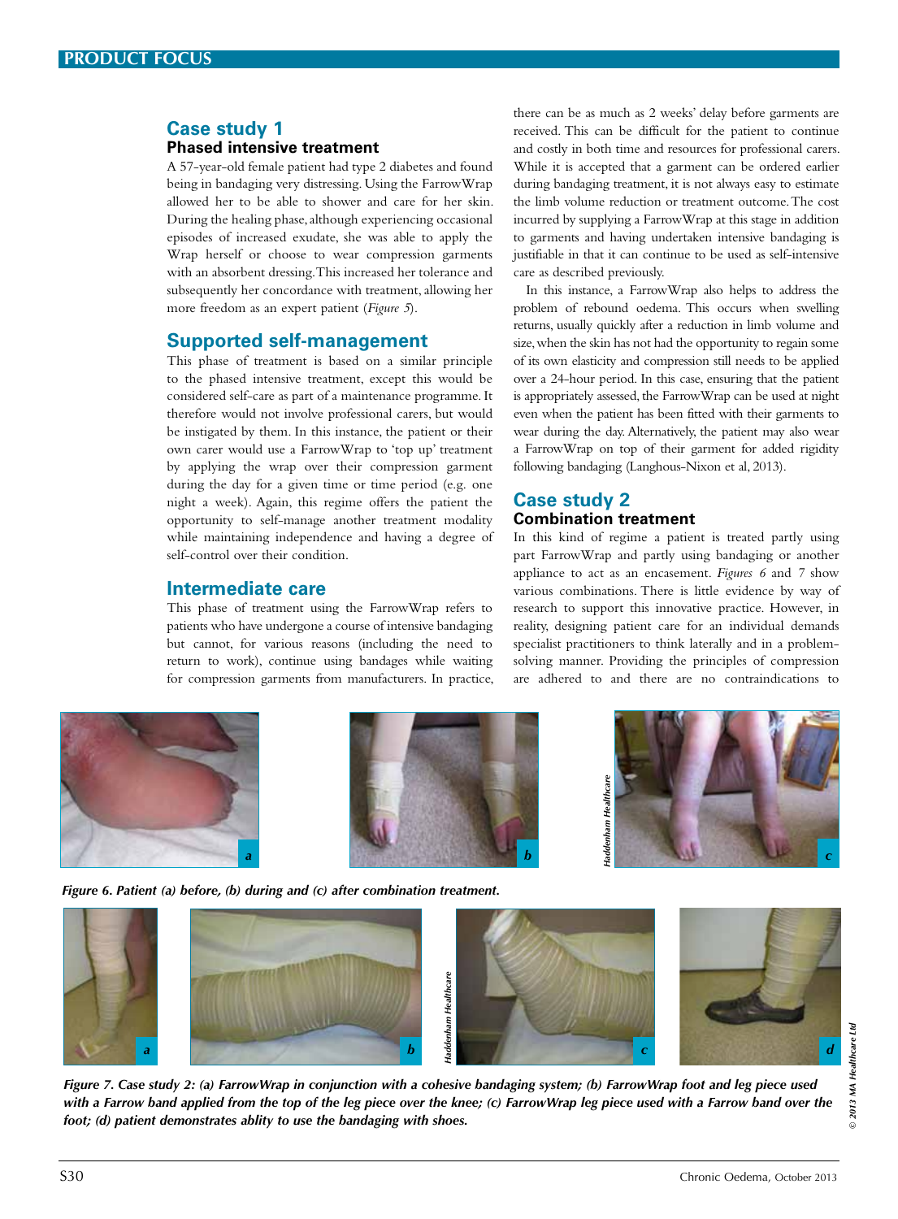## Case study 1

### Phased intensive treatment

A 57-year-old female patient had type 2 diabetes and found being in bandaging very distressing. Using the FarrowWrap allowed her to be able to shower and care for her skin. During the healing phase, although experiencing occasional episodes of increased exudate, she was able to apply the Wrap herself or choose to wear compression garments with an absorbent dressing. This increased her tolerance and subsequently her concordance with treatment, allowing her more freedom as an expert patient (*Figure 5*).

## Supported self-management

This phase of treatment is based on a similar principle to the phased intensive treatment, except this would be considered self-care as part of a maintenance programme. It therefore would not involve professional carers, but would be instigated by them. In this instance, the patient or their own carer would use a FarrowWrap to 'top up' treatment by applying the wrap over their compression garment during the day for a given time or time period (e.g. one night a week). Again, this regime offers the patient the opportunity to self-manage another treatment modality while maintaining independence and having a degree of self-control over their condition.

## Intermediate care

This phase of treatment using the FarrowWrap refers to patients who have undergone a course of intensive bandaging but cannot, for various reasons (including the need to return to work), continue using bandages while waiting for compression garments from manufacturers. In practice, there can be as much as 2 weeks' delay before garments are received. This can be difficult for the patient to continue and costly in both time and resources for professional carers. While it is accepted that a garment can be ordered earlier during bandaging treatment, it is not always easy to estimate the limb volume reduction or treatment outcome. The cost incurred by supplying a FarrowWrap at this stage in addition to garments and having undertaken intensive bandaging is justifiable in that it can continue to be used as self-intensive care as described previously.

In this instance, a FarrowWrap also helps to address the problem of rebound oedema. This occurs when swelling returns, usually quickly after a reduction in limb volume and size, when the skin has not had the opportunity to regain some of its own elasticity and compression still needs to be applied over a 24-hour period. In this case, ensuring that the patient is appropriately assessed, the FarrowWrap can be used at night even when the patient has been fitted with their garments to wear during the day. Alternatively, the patient may also wear a FarrowWrap on top of their garment for added rigidity following bandaging (Langhous-Nixon et al, 2013).

## Case study 2

### Combination treatment

In this kind of regime a patient is treated partly using part FarrowWrap and partly using bandaging or another appliance to act as an encasement. *Figures 6* and 7 show various combinations. There is little evidence by way of research to support this innovative practice. However, in reality, designing patient care for an individual demands specialist practitioners to think laterally and in a problem-solving manner. Providing the principles of compression are adhered to and there are no contraindications to

***Figure 6. Patient (a) before, (b) during and (c) after combination treatment.***

***Figure 7. Case study 2: (a) FarrowWrap in conjunction with a cohesive bandaging system; (b) FarrowWrap foot and leg piece used with a Farrow band applied from the top of the leg piece over the knee; (c) FarrowWrap leg piece used with a Farrow band over the foot; (d) patient demonstrates ablity to use the bandaging with shoes.***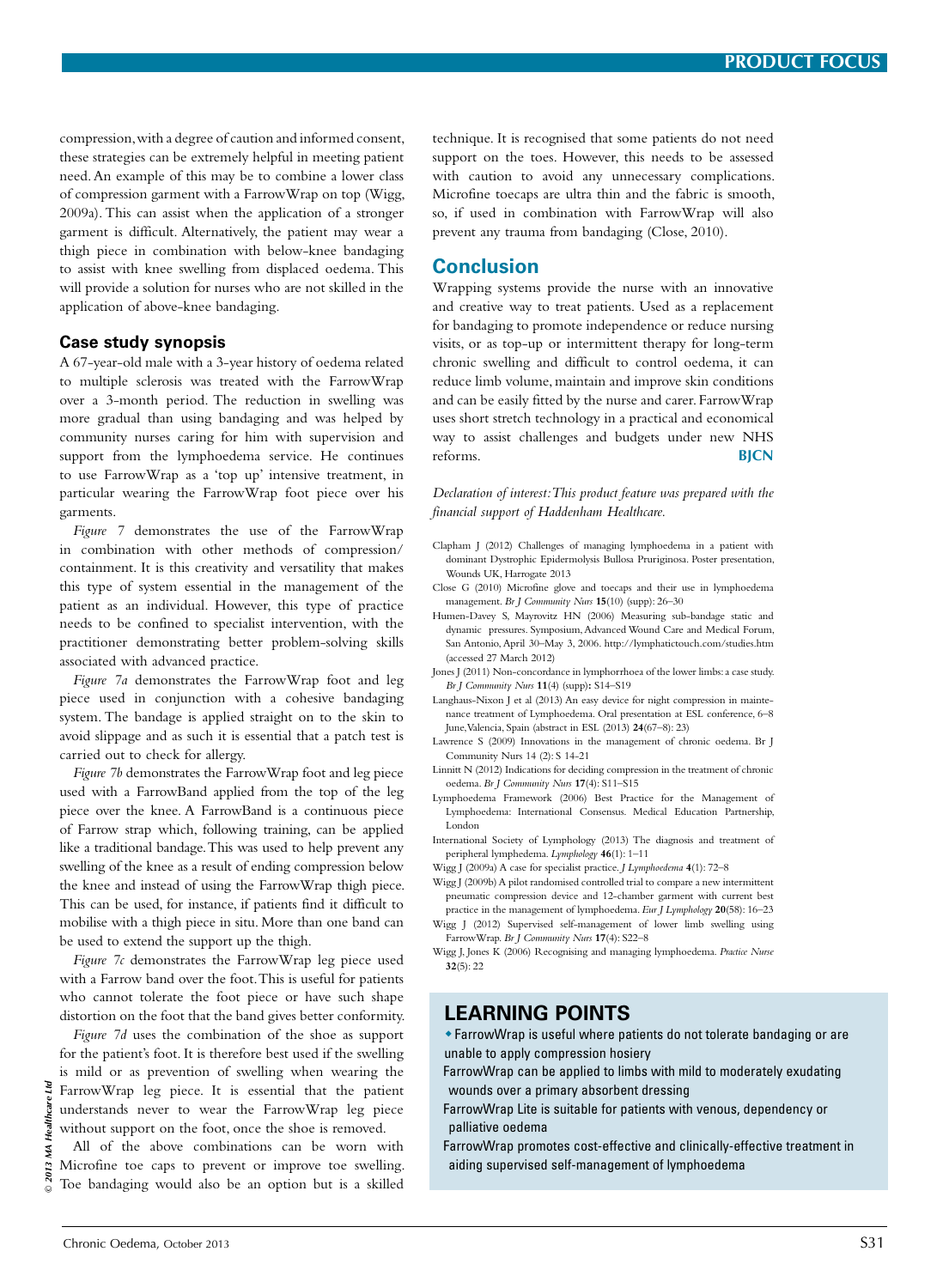compression, with a degree of caution and informed consent, these strategies can be extremely helpful in meeting patient need. An example of this may be to combine a lower class of compression garment with a FarrowWrap on top (Wigg, 2009a). This can assist when the application of a stronger garment is difficult. Alternatively, the patient may wear a thigh piece in combination with below-knee bandaging to assist with knee swelling from displaced oedema. This will provide a solution for nurses who are not skilled in the application of above-knee bandaging.

### Case study synopsis

A 67-year-old male with a 3-year history of oedema related to multiple sclerosis was treated with the FarrowWrap over a 3-month period. The reduction in swelling was more gradual than using bandaging and was helped by community nurses caring for him with supervision and support from the lymphoedema service. He continues to use FarrowWrap as a 'top up' intensive treatment, in particular wearing the FarrowWrap foot piece over his garments.

*Figure* 7 demonstrates the use of the FarrowWrap in combination with other methods of compression/containment. It is this creativity and versatility that makes this type of system essential in the management of the patient as an individual. However, this type of practice needs to be confined to specialist intervention, with the practitioner demonstrating better problem-solving skills associated with advanced practice.

*Figure 7a* demonstrates the FarrowWrap foot and leg piece used in conjunction with a cohesive bandaging system. The bandage is applied straight on to the skin to avoid slippage and as such it is essential that a patch test is carried out to check for allergy.

*Figure 7b* demonstrates the FarrowWrap foot and leg piece used with a FarrowBand applied from the top of the leg piece over the knee. A FarrowBand is a continuous piece of Farrow strap which, following training, can be applied like a traditional bandage. This was used to help prevent any swelling of the knee as a result of ending compression below the knee and instead of using the FarrowWrap thigh piece. This can be used, for instance, if patients find it difficult to mobilise with a thigh piece in situ. More than one band can be used to extend the support up the thigh.

*Figure 7c* demonstrates the FarrowWrap leg piece used with a Farrow band over the foot. This is useful for patients who cannot tolerate the foot piece or have such shape distortion on the foot that the band gives better conformity.

*Figure 7d* uses the combination of the shoe as support for the patient's foot. It is therefore best used if the swelling is mild or as prevention of swelling when wearing the FarrowWrap leg piece. It is essential that the patient understands never to wear the FarrowWrap leg piece without support on the foot, once the shoe is removed.

All of the above combinations can be worn with Microfine toe caps to prevent or improve toe swelling. Toe bandaging would also be an option but is a skilled technique. It is recognised that some patients do not need support on the toes. However, this needs to be assessed with caution to avoid any unnecessary complications. Microfine toecaps are ultra thin and the fabric is smooth, so, if used in combination with FarrowWrap will also prevent any trauma from bandaging (Close, 2010).

## Conclusion

Wrapping systems provide the nurse with an innovative and creative way to treat patients. Used as a replacement for bandaging to promote independence or reduce nursing visits, or as top-up or intermittent therapy for long-term chronic swelling and difficult to control oedema, it can reduce limb volume, maintain and improve skin conditions and can be easily fitted by the nurse and carer. FarrowWrap uses short stretch technology in a practical and economical way to assist challenges and budgets under new NHS reforms. **BJCN**

*Declaration of interest: This product feature was prepared with the financial support of Haddenham Healthcare.*

Clapham J (2012) Challenges of managing lymphoedema in a patient with dominant Dystrophic Epidermolysis Bullosa Pruriginosa. Poster presentation, Wounds UK, Harrogate 2013

Close G (2010) Microfine glove and toecaps and their use in lymphoedema management. *Br J Community Nurs* **15**(10) (supp): 26–30

Humen-Davey S, Mayrovitz HN (2006) Measuring sub-bandage static and dynamic pressures. Symposium, Advanced Wound Care and Medical Forum, San Antonio, April 30–May 3, 2006. http://lymphatictouch.com/studies.htm (accessed 27 March 2012)

Jones J (2011) Non-concordance in lymphorrhoea of the lower limbs: a case study. *Br J Community Nurs* **11**(4) (supp): S14–S19

Langhaus-Nixon J et al (2013) An easy device for night compression in maintenance treatment of Lymphoedema. Oral presentation at ESL conference, 6–8 June, Valencia, Spain (abstract in ESL (2013) **24**(67–8): 23)

Lawrence S (2009) Innovations in the management of chronic oedema. Br J Community Nurs 14 (2): S 14-21

Linnitt N (2012) Indications for deciding compression in the treatment of chronic oedema. *Br J Community Nurs* **17**(4): S11–S15

Lymphoedema Framework (2006) Best Practice for the Management of Lymphoedema: International Consensus. Medical Education Partnership, London

International Society of Lymphology (2013) The diagnosis and treatment of peripheral lymphedema. *Lymphology* **46**(1): 1–11

Wigg J (2009a) A case for specialist practice. *J Lymphoedema* **4**(1): 72–8

Wigg J (2009b) A pilot randomised controlled trial to compare a new intermittent pneumatic compression device and 12-chamber garment with current best practice in the management of lymphoedema. *Eur J Lymphology* **20**(58): 16–23

Wigg J (2012) Supervised self-management of lower limb swelling using FarrowWrap. *Br J Community Nurs* **17**(4): S22–8

Wigg J, Jones K (2006) Recognising and managing lymphoedema. *Practice Nurse* **32**(5): 22

## LEARNING POINTS

- FarrowWrap is useful where patients do not tolerate bandaging or are unable to apply compression hosiery
- FarrowWrap can be applied to limbs with mild to moderately exudating wounds over a primary absorbent dressing
- FarrowWrap Lite is suitable for patients with venous, dependency or palliative oedema
- FarrowWrap promotes cost-effective and clinically-effective treatment in aiding supervised self-management of lymphoedema